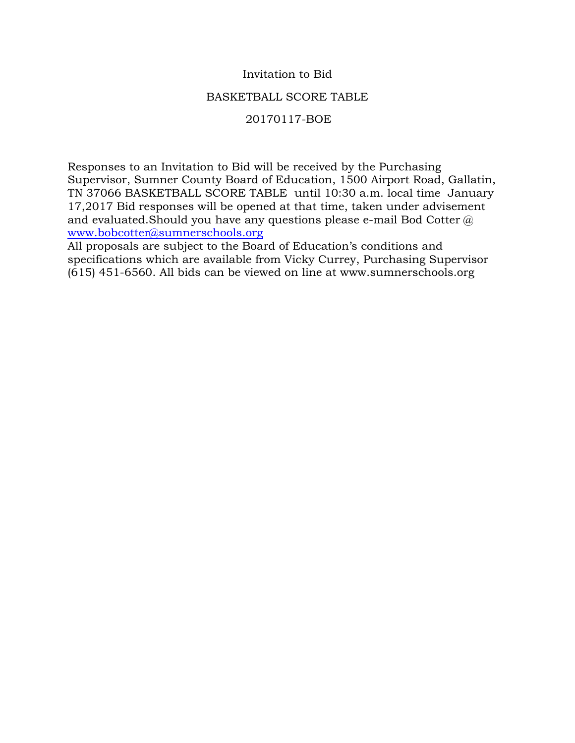Invitation to Bid

BASKETBALL SCORE TABLE

20170117-BOE

Responses to an Invitation to Bid will be received by the Purchasing Supervisor, Sumner County Board of Education, 1500 Airport Road, Gallatin, TN 37066 BASKETBALL SCORE TABLE until 10:30 a.m. local time January 17,2017 Bid responses will be opened at that time, taken under advisement and evaluated.Should you have any questions please e-mail Bod Cotter @ www.bobcotter@sumnerschools.org
All proposals are subject to the Board of Education's conditions and specifications which are available from Vicky Currey, Purchasing Supervisor (615) 451-6560. All bids can be viewed on line at www.sumnerschools.org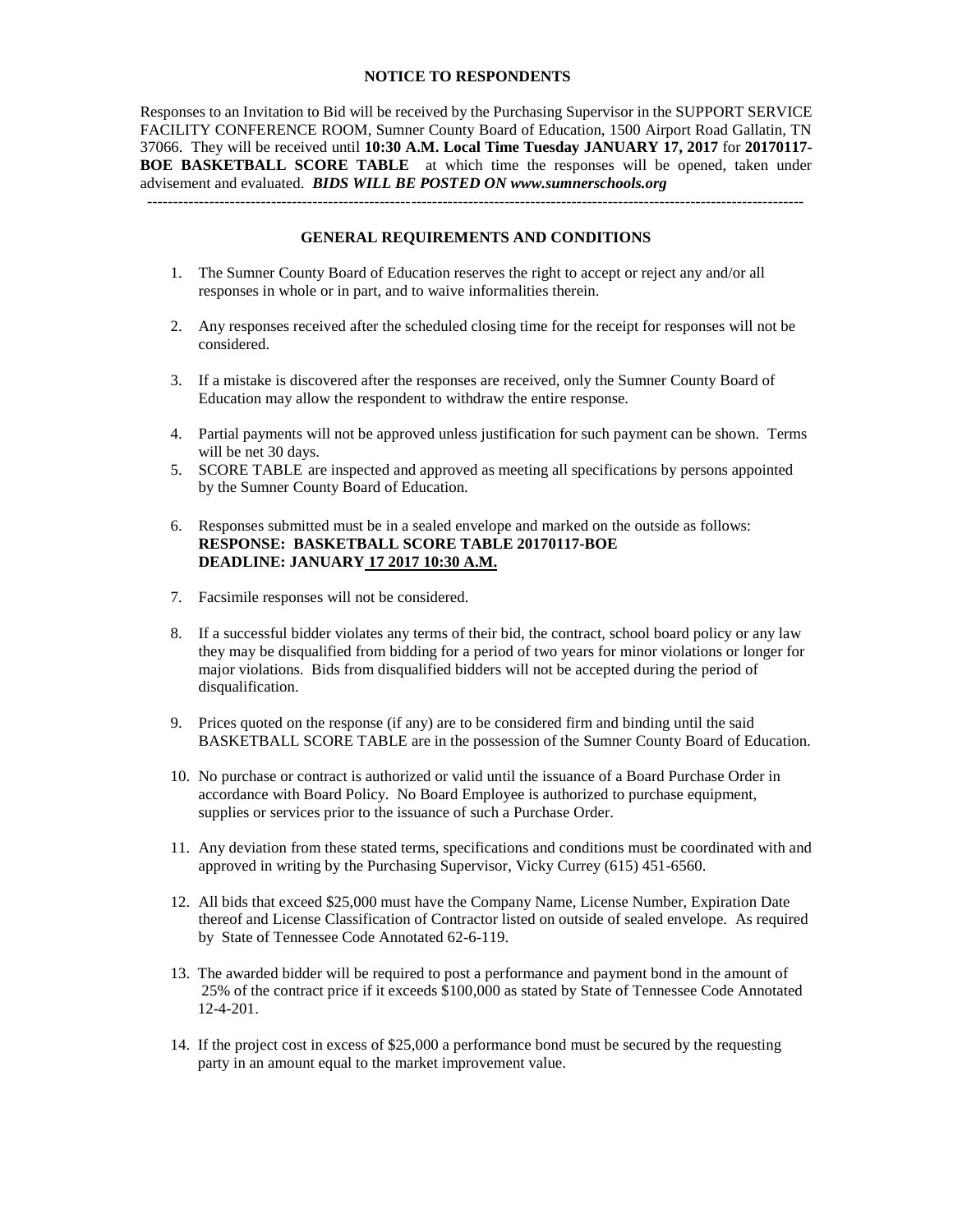**NOTICE TO RESPONDENTS**

Responses to an Invitation to Bid will be received by the Purchasing Supervisor in the SUPPORT SERVICE FACILITY CONFERENCE ROOM, Sumner County Board of Education, 1500 Airport Road Gallatin, TN 37066. They will be received until **10:30 A.M. Local Time Tuesday JANUARY 17, 2017** for **20170117-BOE BASKETBALL SCORE TABLE** at which time the responses will be opened, taken under advisement and evaluated. ***BIDS WILL BE POSTED ON www.sumnerschools.org***

---

**GENERAL REQUIREMENTS AND CONDITIONS**

1. The Sumner County Board of Education reserves the right to accept or reject any and/or all responses in whole or in part, and to waive informalities therein.

2. Any responses received after the scheduled closing time for the receipt for responses will not be considered.

3. If a mistake is discovered after the responses are received, only the Sumner County Board of Education may allow the respondent to withdraw the entire response.

4. Partial payments will not be approved unless justification for such payment can be shown. Terms will be net 30 days.
5. SCORE TABLE are inspected and approved as meeting all specifications by persons appointed by the Sumner County Board of Education.

6. Responses submitted must be in a sealed envelope and marked on the outside as follows:
   **RESPONSE: BASKETBALL SCORE TABLE 20170117-BOE**
   **DEADLINE: JANUARY 17 2017 10:30 A.M.**

7. Facsimile responses will not be considered.

8. If a successful bidder violates any terms of their bid, the contract, school board policy or any law they may be disqualified from bidding for a period of two years for minor violations or longer for major violations. Bids from disqualified bidders will not be accepted during the period of disqualification.

9. Prices quoted on the response (if any) are to be considered firm and binding until the said BASKETBALL SCORE TABLE are in the possession of the Sumner County Board of Education.

10. No purchase or contract is authorized or valid until the issuance of a Board Purchase Order in accordance with Board Policy. No Board Employee is authorized to purchase equipment, supplies or services prior to the issuance of such a Purchase Order.

11. Any deviation from these stated terms, specifications and conditions must be coordinated with and approved in writing by the Purchasing Supervisor, Vicky Currey (615) 451-6560.

12. All bids that exceed $25,000 must have the Company Name, License Number, Expiration Date thereof and License Classification of Contractor listed on outside of sealed envelope. As required by State of Tennessee Code Annotated 62-6-119.

13. The awarded bidder will be required to post a performance and payment bond in the amount of 25% of the contract price if it exceeds $100,000 as stated by State of Tennessee Code Annotated 12-4-201.

14. If the project cost in excess of $25,000 a performance bond must be secured by the requesting party in an amount equal to the market improvement value.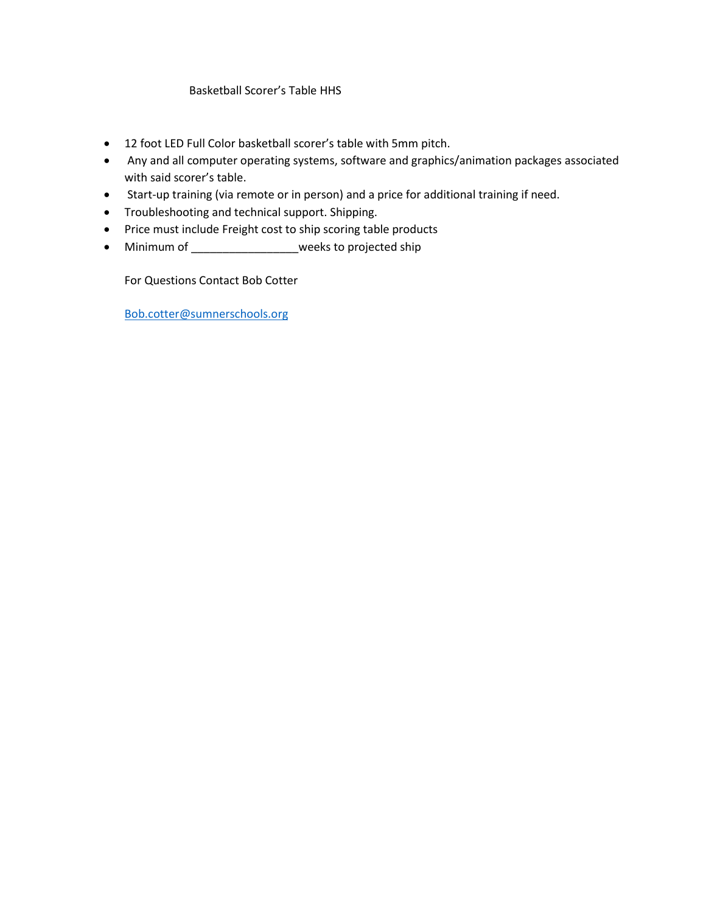Basketball Scorer's Table HHS

- 12 foot LED Full Color basketball scorer's table with 5mm pitch.
- Any and all computer operating systems, software and graphics/animation packages associated with said scorer's table.
- Start-up training (via remote or in person) and a price for additional training if need.
- Troubleshooting and technical support. Shipping.
- Price must include Freight cost to ship scoring table products
- Minimum of _________________weeks to projected ship

For Questions Contact Bob Cotter

Bob.cotter@sumnerschools.org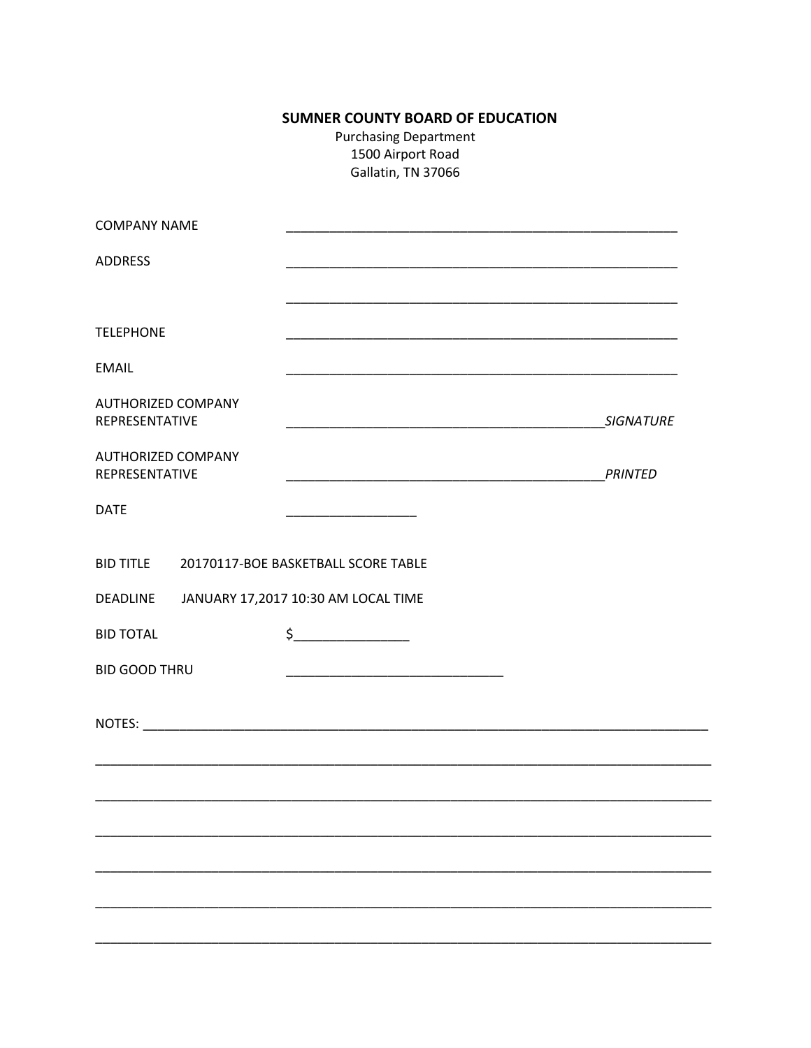**SUMNER COUNTY BOARD OF EDUCATION**

Purchasing Department
1500 Airport Road
Gallatin, TN 37066

COMPANY NAME ________________________________________________________

ADDRESS ________________________________________________________

________________________________________________________

TELEPHONE ________________________________________________________

EMAIL ________________________________________________________

AUTHORIZED COMPANY REPRESENTATIVE ____________________________________________*SIGNATURE*

AUTHORIZED COMPANY REPRESENTATIVE ____________________________________________*PRINTED*

DATE __________________

BID TITLE 20170117-BOE BASKETBALL SCORE TABLE

DEADLINE JANUARY 17,2017 10:30 AM LOCAL TIME

BID TOTAL $________________

BID GOOD THRU ______________________________

NOTES: ________________________________________________________________________________

________________________________________________________________________________________

________________________________________________________________________________________

________________________________________________________________________________________

________________________________________________________________________________________

________________________________________________________________________________________

________________________________________________________________________________________